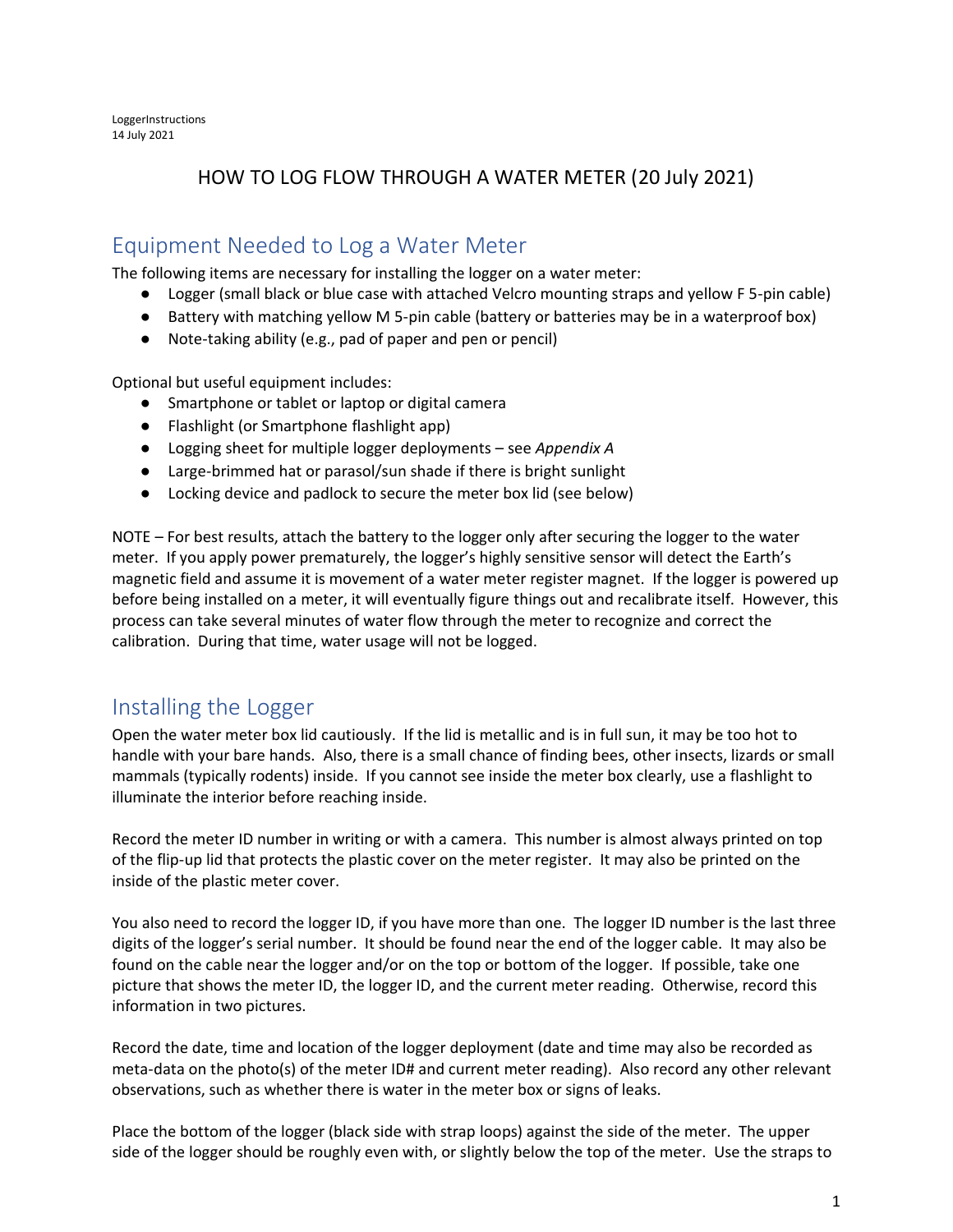LoggerInstructions
14 July 2021

# HOW TO LOG FLOW THROUGH A WATER METER (20 July 2021)

## Equipment Needed to Log a Water Meter

The following items are necessary for installing the logger on a water meter:

- Logger (small black or blue case with attached Velcro mounting straps and yellow F 5-pin cable)
- Battery with matching yellow M 5-pin cable (battery or batteries may be in a waterproof box)
- Note-taking ability (e.g., pad of paper and pen or pencil)

Optional but useful equipment includes:

- Smartphone or tablet or laptop or digital camera
- Flashlight (or Smartphone flashlight app)
- Logging sheet for multiple logger deployments – see *Appendix A*
- Large-brimmed hat or parasol/sun shade if there is bright sunlight
- Locking device and padlock to secure the meter box lid (see below)

NOTE – For best results, attach the battery to the logger only after securing the logger to the water meter. If you apply power prematurely, the logger's highly sensitive sensor will detect the Earth's magnetic field and assume it is movement of a water meter register magnet. If the logger is powered up before being installed on a meter, it will eventually figure things out and recalibrate itself. However, this process can take several minutes of water flow through the meter to recognize and correct the calibration. During that time, water usage will not be logged.

## Installing the Logger

Open the water meter box lid cautiously. If the lid is metallic and is in full sun, it may be too hot to handle with your bare hands. Also, there is a small chance of finding bees, other insects, lizards or small mammals (typically rodents) inside. If you cannot see inside the meter box clearly, use a flashlight to illuminate the interior before reaching inside.

Record the meter ID number in writing or with a camera. This number is almost always printed on top of the flip-up lid that protects the plastic cover on the meter register. It may also be printed on the inside of the plastic meter cover.

You also need to record the logger ID, if you have more than one. The logger ID number is the last three digits of the logger's serial number. It should be found near the end of the logger cable. It may also be found on the cable near the logger and/or on the top or bottom of the logger. If possible, take one picture that shows the meter ID, the logger ID, and the current meter reading. Otherwise, record this information in two pictures.

Record the date, time and location of the logger deployment (date and time may also be recorded as meta-data on the photo(s) of the meter ID# and current meter reading). Also record any other relevant observations, such as whether there is water in the meter box or signs of leaks.

Place the bottom of the logger (black side with strap loops) against the side of the meter. The upper side of the logger should be roughly even with, or slightly below the top of the meter. Use the straps to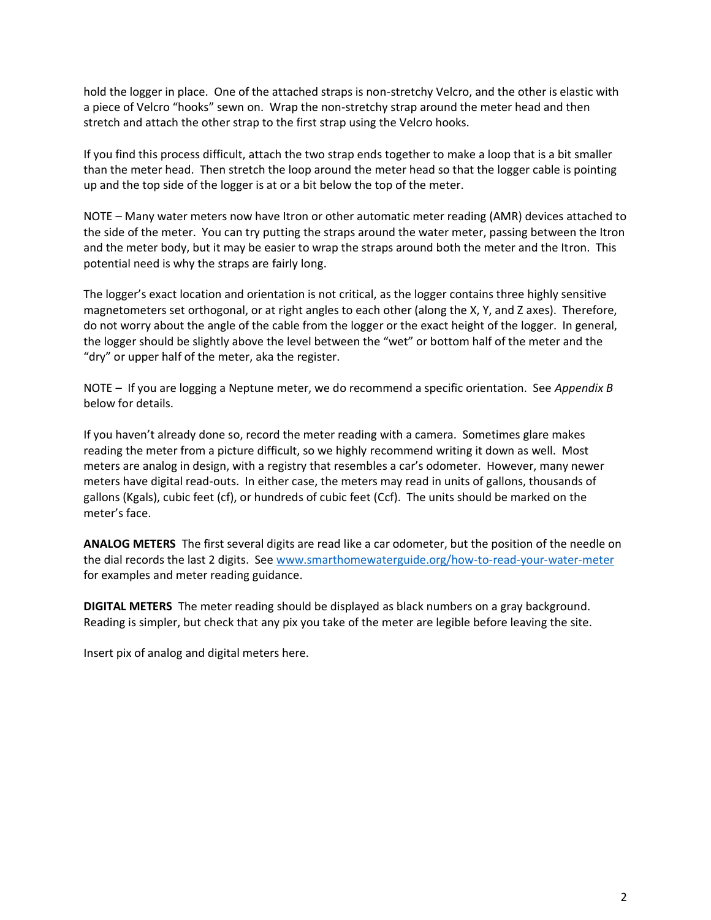hold the logger in place. One of the attached straps is non-stretchy Velcro, and the other is elastic with a piece of Velcro "hooks" sewn on. Wrap the non-stretchy strap around the meter head and then stretch and attach the other strap to the first strap using the Velcro hooks.

If you find this process difficult, attach the two strap ends together to make a loop that is a bit smaller than the meter head. Then stretch the loop around the meter head so that the logger cable is pointing up and the top side of the logger is at or a bit below the top of the meter.

NOTE – Many water meters now have Itron or other automatic meter reading (AMR) devices attached to the side of the meter. You can try putting the straps around the water meter, passing between the Itron and the meter body, but it may be easier to wrap the straps around both the meter and the Itron. This potential need is why the straps are fairly long.

The logger's exact location and orientation is not critical, as the logger contains three highly sensitive magnetometers set orthogonal, or at right angles to each other (along the X, Y, and Z axes). Therefore, do not worry about the angle of the cable from the logger or the exact height of the logger. In general, the logger should be slightly above the level between the "wet" or bottom half of the meter and the "dry" or upper half of the meter, aka the register.

NOTE – If you are logging a Neptune meter, we do recommend a specific orientation. See *Appendix B* below for details.

If you haven't already done so, record the meter reading with a camera. Sometimes glare makes reading the meter from a picture difficult, so we highly recommend writing it down as well. Most meters are analog in design, with a registry that resembles a car's odometer. However, many newer meters have digital read-outs. In either case, the meters may read in units of gallons, thousands of gallons (Kgals), cubic feet (cf), or hundreds of cubic feet (Ccf). The units should be marked on the meter's face.

**ANALOG METERS** The first several digits are read like a car odometer, but the position of the needle on the dial records the last 2 digits. See [www.smarthomewaterguide.org/how-to-read-your-water-meter](http://www.smarthomewaterguide.org/how-to-read-your-water-meter) for examples and meter reading guidance.

**DIGITAL METERS** The meter reading should be displayed as black numbers on a gray background. Reading is simpler, but check that any pix you take of the meter are legible before leaving the site.

Insert pix of analog and digital meters here.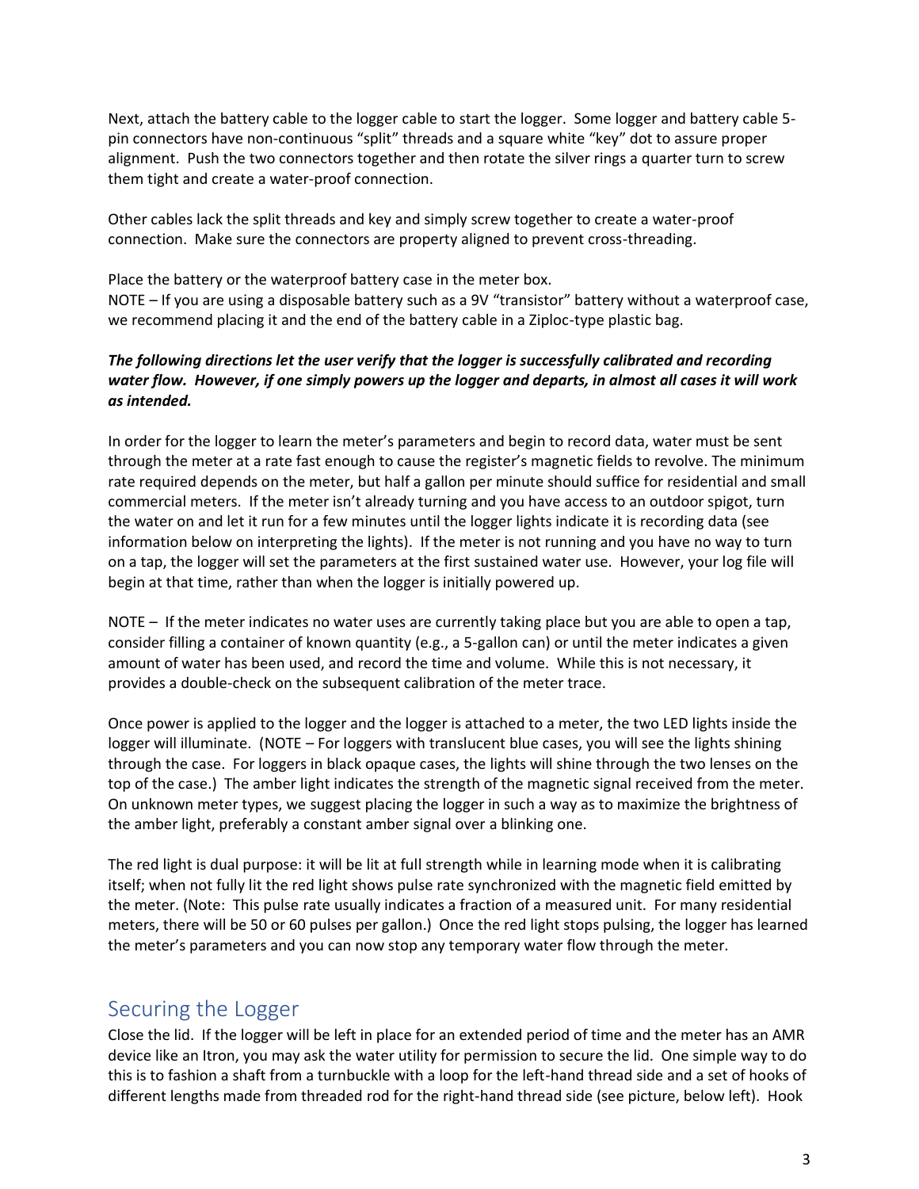Next, attach the battery cable to the logger cable to start the logger. Some logger and battery cable 5-pin connectors have non-continuous "split" threads and a square white "key" dot to assure proper alignment. Push the two connectors together and then rotate the silver rings a quarter turn to screw them tight and create a water-proof connection.

Other cables lack the split threads and key and simply screw together to create a water-proof connection. Make sure the connectors are property aligned to prevent cross-threading.

Place the battery or the waterproof battery case in the meter box.
NOTE – If you are using a disposable battery such as a 9V "transistor" battery without a waterproof case, we recommend placing it and the end of the battery cable in a Ziploc-type plastic bag.

***The following directions let the user verify that the logger is successfully calibrated and recording water flow. However, if one simply powers up the logger and departs, in almost all cases it will work as intended.***

In order for the logger to learn the meter's parameters and begin to record data, water must be sent through the meter at a rate fast enough to cause the register's magnetic fields to revolve. The minimum rate required depends on the meter, but half a gallon per minute should suffice for residential and small commercial meters. If the meter isn't already turning and you have access to an outdoor spigot, turn the water on and let it run for a few minutes until the logger lights indicate it is recording data (see information below on interpreting the lights). If the meter is not running and you have no way to turn on a tap, the logger will set the parameters at the first sustained water use. However, your log file will begin at that time, rather than when the logger is initially powered up.

NOTE – If the meter indicates no water uses are currently taking place but you are able to open a tap, consider filling a container of known quantity (e.g., a 5-gallon can) or until the meter indicates a given amount of water has been used, and record the time and volume. While this is not necessary, it provides a double-check on the subsequent calibration of the meter trace.

Once power is applied to the logger and the logger is attached to a meter, the two LED lights inside the logger will illuminate. (NOTE – For loggers with translucent blue cases, you will see the lights shining through the case. For loggers in black opaque cases, the lights will shine through the two lenses on the top of the case.) The amber light indicates the strength of the magnetic signal received from the meter. On unknown meter types, we suggest placing the logger in such a way as to maximize the brightness of the amber light, preferably a constant amber signal over a blinking one.

The red light is dual purpose: it will be lit at full strength while in learning mode when it is calibrating itself; when not fully lit the red light shows pulse rate synchronized with the magnetic field emitted by the meter. (Note: This pulse rate usually indicates a fraction of a measured unit. For many residential meters, there will be 50 or 60 pulses per gallon.) Once the red light stops pulsing, the logger has learned the meter's parameters and you can now stop any temporary water flow through the meter.

## Securing the Logger

Close the lid. If the logger will be left in place for an extended period of time and the meter has an AMR device like an Itron, you may ask the water utility for permission to secure the lid. One simple way to do this is to fashion a shaft from a turnbuckle with a loop for the left-hand thread side and a set of hooks of different lengths made from threaded rod for the right-hand thread side (see picture, below left). Hook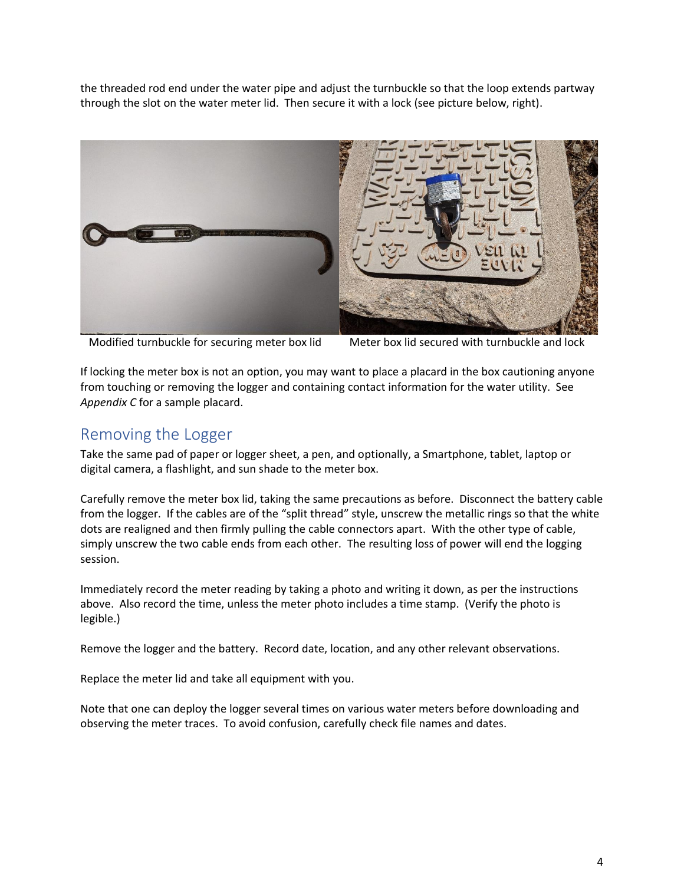the threaded rod end under the water pipe and adjust the turnbuckle so that the loop extends partway through the slot on the water meter lid. Then secure it with a lock (see picture below, right).

Modified turnbuckle for securing meter box lid

Meter box lid secured with turnbuckle and lock

If locking the meter box is not an option, you may want to place a placard in the box cautioning anyone from touching or removing the logger and containing contact information for the water utility. See *Appendix C* for a sample placard.

## Removing the Logger

Take the same pad of paper or logger sheet, a pen, and optionally, a Smartphone, tablet, laptop or digital camera, a flashlight, and sun shade to the meter box.

Carefully remove the meter box lid, taking the same precautions as before. Disconnect the battery cable from the logger. If the cables are of the "split thread" style, unscrew the metallic rings so that the white dots are realigned and then firmly pulling the cable connectors apart. With the other type of cable, simply unscrew the two cable ends from each other. The resulting loss of power will end the logging session.

Immediately record the meter reading by taking a photo and writing it down, as per the instructions above. Also record the time, unless the meter photo includes a time stamp. (Verify the photo is legible.)

Remove the logger and the battery. Record date, location, and any other relevant observations.

Replace the meter lid and take all equipment with you.

Note that one can deploy the logger several times on various water meters before downloading and observing the meter traces. To avoid confusion, carefully check file names and dates.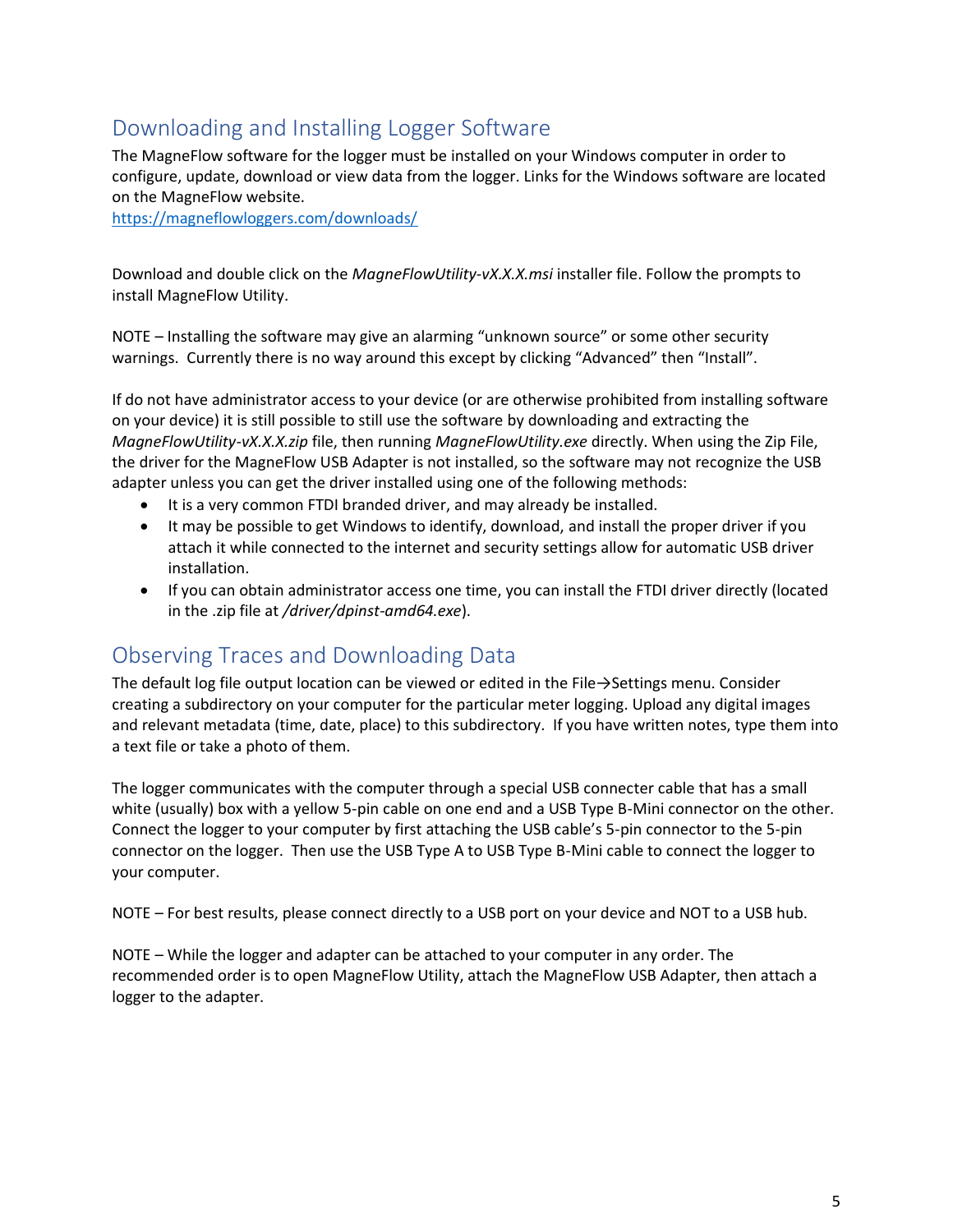## Downloading and Installing Logger Software

The MagneFlow software for the logger must be installed on your Windows computer in order to configure, update, download or view data from the logger. Links for the Windows software are located on the MagneFlow website.
https://magneflowloggers.com/downloads/

Download and double click on the *MagneFlowUtility-vX.X.X.msi* installer file. Follow the prompts to install MagneFlow Utility.

NOTE – Installing the software may give an alarming “unknown source” or some other security warnings. Currently there is no way around this except by clicking “Advanced” then “Install”.

If do not have administrator access to your device (or are otherwise prohibited from installing software on your device) it is still possible to still use the software by downloading and extracting the *MagneFlowUtility-vX.X.X.zip* file, then running *MagneFlowUtility.exe* directly. When using the Zip File, the driver for the MagneFlow USB Adapter is not installed, so the software may not recognize the USB adapter unless you can get the driver installed using one of the following methods:

- It is a very common FTDI branded driver, and may already be installed.
- It may be possible to get Windows to identify, download, and install the proper driver if you attach it while connected to the internet and security settings allow for automatic USB driver installation.
- If you can obtain administrator access one time, you can install the FTDI driver directly (located in the .zip file at */driver/dpinst-amd64.exe*).

## Observing Traces and Downloading Data

The default log file output location can be viewed or edited in the File→Settings menu. Consider creating a subdirectory on your computer for the particular meter logging. Upload any digital images and relevant metadata (time, date, place) to this subdirectory. If you have written notes, type them into a text file or take a photo of them.

The logger communicates with the computer through a special USB connecter cable that has a small white (usually) box with a yellow 5-pin cable on one end and a USB Type B-Mini connector on the other. Connect the logger to your computer by first attaching the USB cable’s 5-pin connector to the 5-pin connector on the logger. Then use the USB Type A to USB Type B-Mini cable to connect the logger to your computer.

NOTE – For best results, please connect directly to a USB port on your device and NOT to a USB hub.

NOTE – While the logger and adapter can be attached to your computer in any order. The recommended order is to open MagneFlow Utility, attach the MagneFlow USB Adapter, then attach a logger to the adapter.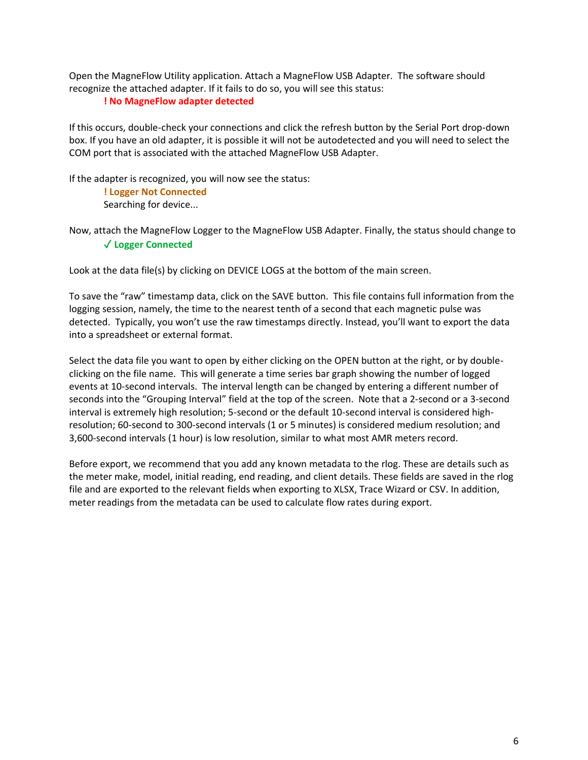Open the MagneFlow Utility application. Attach a MagneFlow USB Adapter. The software should recognize the attached adapter. If it fails to do so, you will see this status:

> **! No MagneFlow adapter detected**

If this occurs, double-check your connections and click the refresh button by the Serial Port drop-down box. If you have an old adapter, it is possible it will not be autodetected and you will need to select the COM port that is associated with the attached MagneFlow USB Adapter.

If the adapter is recognized, you will now see the status:

> **! Logger Not Connected**
> Searching for device...

Now, attach the MagneFlow Logger to the MagneFlow USB Adapter. Finally, the status should change to

> **✓ Logger Connected**

Look at the data file(s) by clicking on DEVICE LOGS at the bottom of the main screen.

To save the "raw" timestamp data, click on the SAVE button. This file contains full information from the logging session, namely, the time to the nearest tenth of a second that each magnetic pulse was detected. Typically, you won't use the raw timestamps directly. Instead, you'll want to export the data into a spreadsheet or external format.

Select the data file you want to open by either clicking on the OPEN button at the right, or by double-clicking on the file name. This will generate a time series bar graph showing the number of logged events at 10-second intervals. The interval length can be changed by entering a different number of seconds into the "Grouping Interval" field at the top of the screen. Note that a 2-second or a 3-second interval is extremely high resolution; 5-second or the default 10-second interval is considered high-resolution; 60-second to 300-second intervals (1 or 5 minutes) is considered medium resolution; and 3,600-second intervals (1 hour) is low resolution, similar to what most AMR meters record.

Before export, we recommend that you add any known metadata to the rlog. These are details such as the meter make, model, initial reading, end reading, and client details. These fields are saved in the rlog file and are exported to the relevant fields when exporting to XLSX, Trace Wizard or CSV. In addition, meter readings from the metadata can be used to calculate flow rates during export.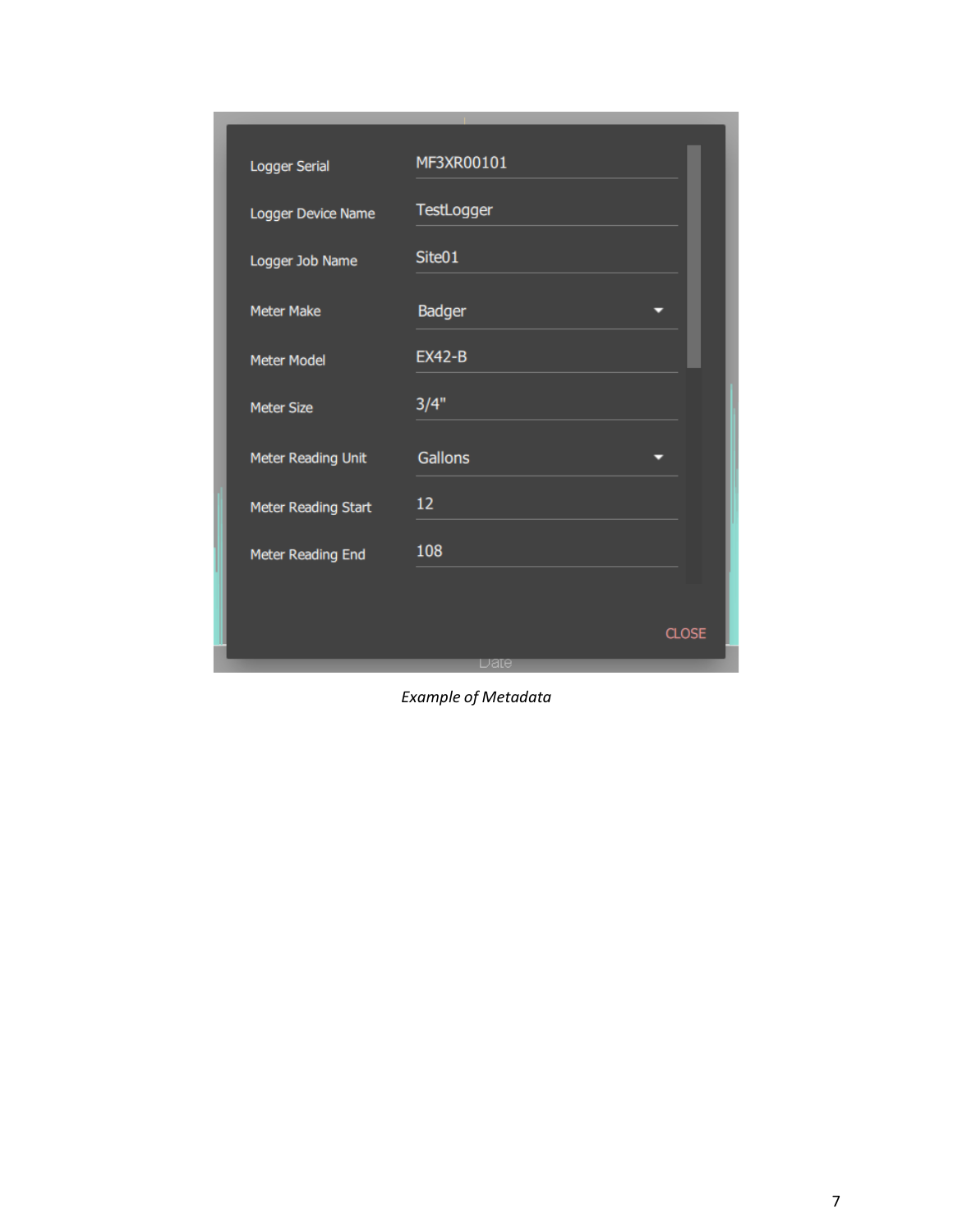| Field | Value |
| --- | --- |
| Logger Serial | MF3XR00101 |
| Logger Device Name | TestLogger |
| Logger Job Name | Site01 |
| Meter Make | Badger |
| Meter Model | EX42-B |
| Meter Size | 3/4" |
| Meter Reading Unit | Gallons |
| Meter Reading Start | 12 |
| Meter Reading End | 108 |

CLOSE

*Example of Metadata*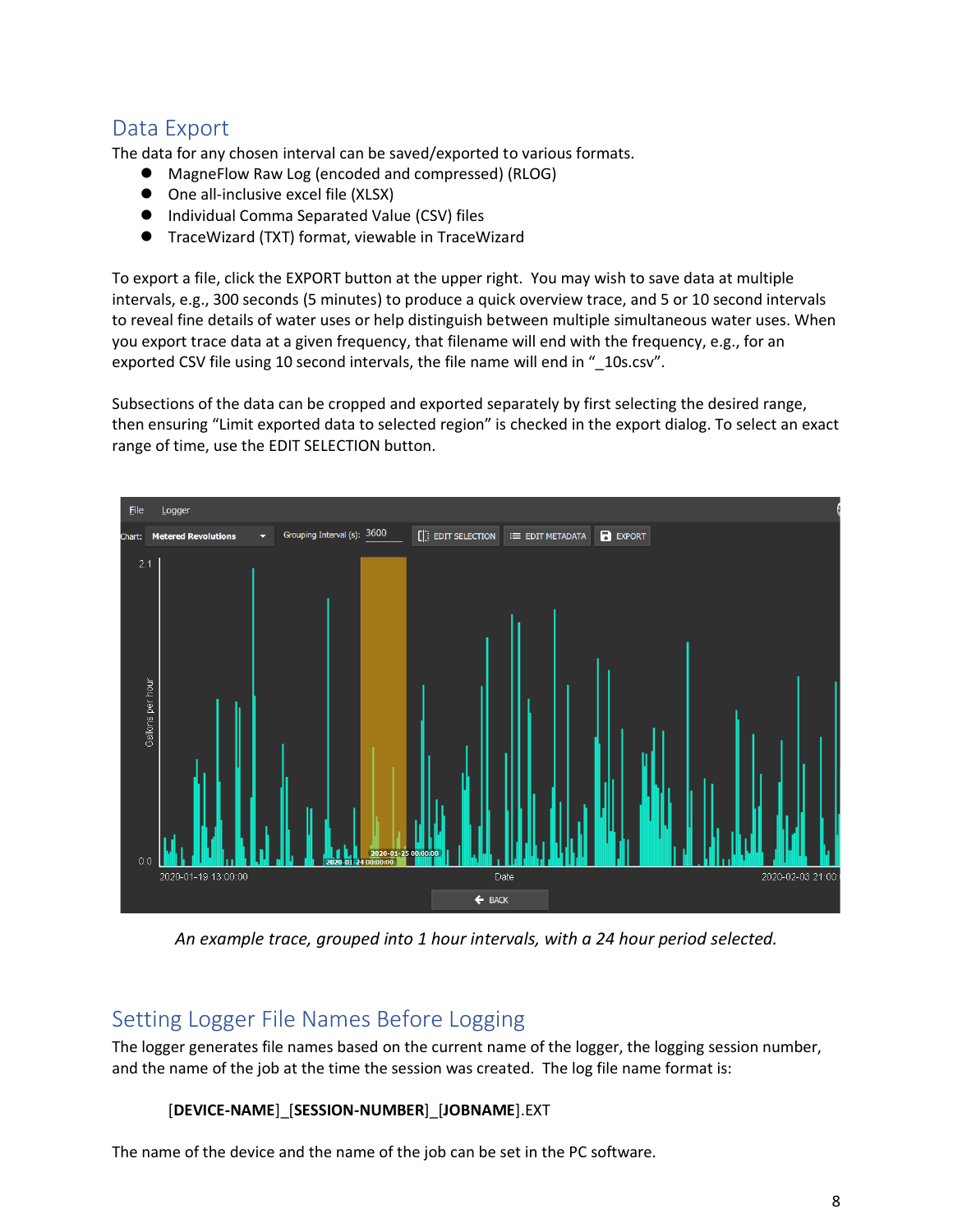## Data Export

The data for any chosen interval can be saved/exported to various formats.

- MagneFlow Raw Log (encoded and compressed) (RLOG)
- One all-inclusive excel file (XLSX)
- Individual Comma Separated Value (CSV) files
- TraceWizard (TXT) format, viewable in TraceWizard

To export a file, click the EXPORT button at the upper right. You may wish to save data at multiple intervals, e.g., 300 seconds (5 minutes) to produce a quick overview trace, and 5 or 10 second intervals to reveal fine details of water uses or help distinguish between multiple simultaneous water uses. When you export trace data at a given frequency, that filename will end with the frequency, e.g., for an exported CSV file using 10 second intervals, the file name will end in "_10s.csv".

Subsections of the data can be cropped and exported separately by first selecting the desired range, then ensuring "Limit exported data to selected region" is checked in the export dialog. To select an exact range of time, use the EDIT SELECTION button.

*An example trace, grouped into 1 hour intervals, with a 24 hour period selected.*

## Setting Logger File Names Before Logging

The logger generates file names based on the current name of the logger, the logging session number, and the name of the job at the time the session was created. The log file name format is:

[**DEVICE-NAME**]_[**SESSION-NUMBER**]_[**JOBNAME**].EXT

The name of the device and the name of the job can be set in the PC software.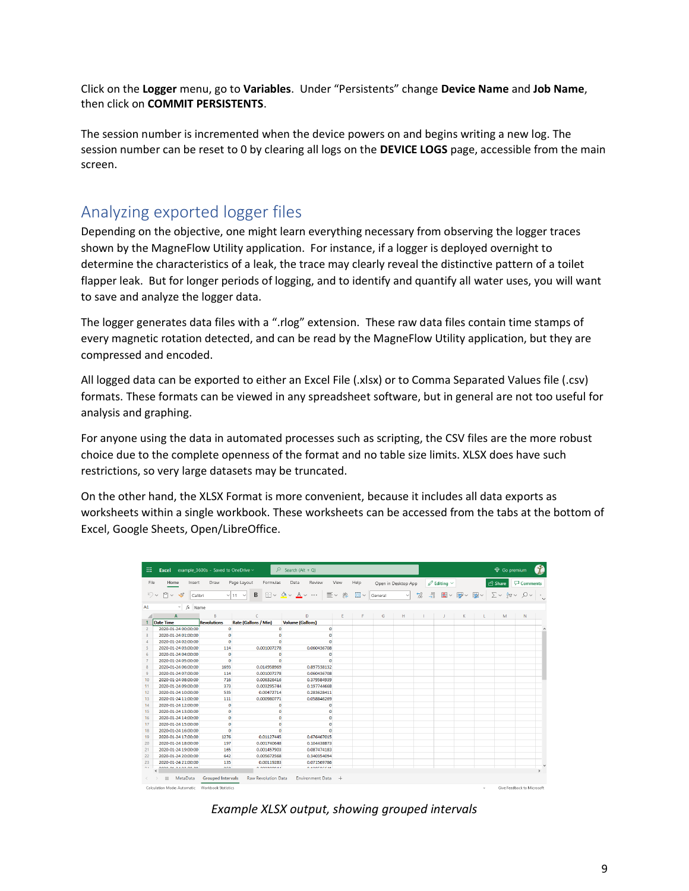Click on the **Logger** menu, go to **Variables**. Under "Persistents" change **Device Name** and **Job Name**, then click on **COMMIT PERSISTENTS**.

The session number is incremented when the device powers on and begins writing a new log. The session number can be reset to 0 by clearing all logs on the **DEVICE LOGS** page, accessible from the main screen.

## Analyzing exported logger files

Depending on the objective, one might learn everything necessary from observing the logger traces shown by the MagneFlow Utility application. For instance, if a logger is deployed overnight to determine the characteristics of a leak, the trace may clearly reveal the distinctive pattern of a toilet flapper leak. But for longer periods of logging, and to identify and quantify all water uses, you will want to save and analyze the logger data.

The logger generates data files with a ".rlog" extension. These raw data files contain time stamps of every magnetic rotation detected, and can be read by the MagneFlow Utility application, but they are compressed and encoded.

All logged data can be exported to either an Excel File (.xlsx) or to Comma Separated Values file (.csv) formats. These formats can be viewed in any spreadsheet software, but in general are not too useful for analysis and graphing.

For anyone using the data in automated processes such as scripting, the CSV files are the more robust choice due to the complete openness of the format and no table size limits. XLSX does have such restrictions, so very large datasets may be truncated.

On the other hand, the XLSX Format is more convenient, because it includes all data exports as worksheets within a single workbook. These worksheets can be accessed from the tabs at the bottom of Excel, Google Sheets, Open/LibreOffice.

| Date Time | Revolutions | Rate (Gallons / Min) | Volume (Gallons) |
|---|---|---|---|
| 2020-01-24 00:00:00 | 0 | 0 | 0 |
| 2020-01-24 01:00:00 | 0 | 0 | 0 |
| 2020-01-24 02:00:00 | 0 | 0 | 0 |
| 2020-01-24 03:00:00 | 114 | 0.001007278 | 0.060436708 |
| 2020-01-24 04:00:00 | 0 | 0 | 0 |
| 2020-01-24 05:00:00 | 0 | 0 | 0 |
| 2020-01-24 06:00:00 | 1693 | 0.014958969 | 0.897538132 |
| 2020-01-24 07:00:00 | 114 | 0.001007278 | 0.060436708 |
| 2020-01-24 08:00:00 | 716 | 0.006326416 | 0.379584939 |
| 2020-01-24 09:00:00 | 373 | 0.003295744 | 0.197744668 |
| 2020-01-24 10:00:00 | 535 | 0.00472714 | 0.283628411 |
| 2020-01-24 11:00:00 | 111 | 0.000980771 | 0.058846289 |
| 2020-01-24 12:00:00 | 0 | 0 | 0 |
| 2020-01-24 13:00:00 | 0 | 0 | 0 |
| 2020-01-24 14:00:00 | 0 | 0 | 0 |
| 2020-01-24 15:00:00 | 0 | 0 | 0 |
| 2020-01-24 16:00:00 | 0 | 0 | 0 |
| 2020-01-24 17:00:00 | 1276 | 0.01127445 | 0.676467015 |
| 2020-01-24 18:00:00 | 197 | 0.001740648 | 0.104438873 |
| 2020-01-24 19:00:00 | 165 | 0.001457903 | 0.087474183 |
| 2020-01-24 20:00:00 | 642 | 0.005672568 | 0.340354094 |
| 2020-01-24 21:00:00 | 135 | 0.00119283 | 0.071569786 |

*Example XLSX output, showing grouped intervals*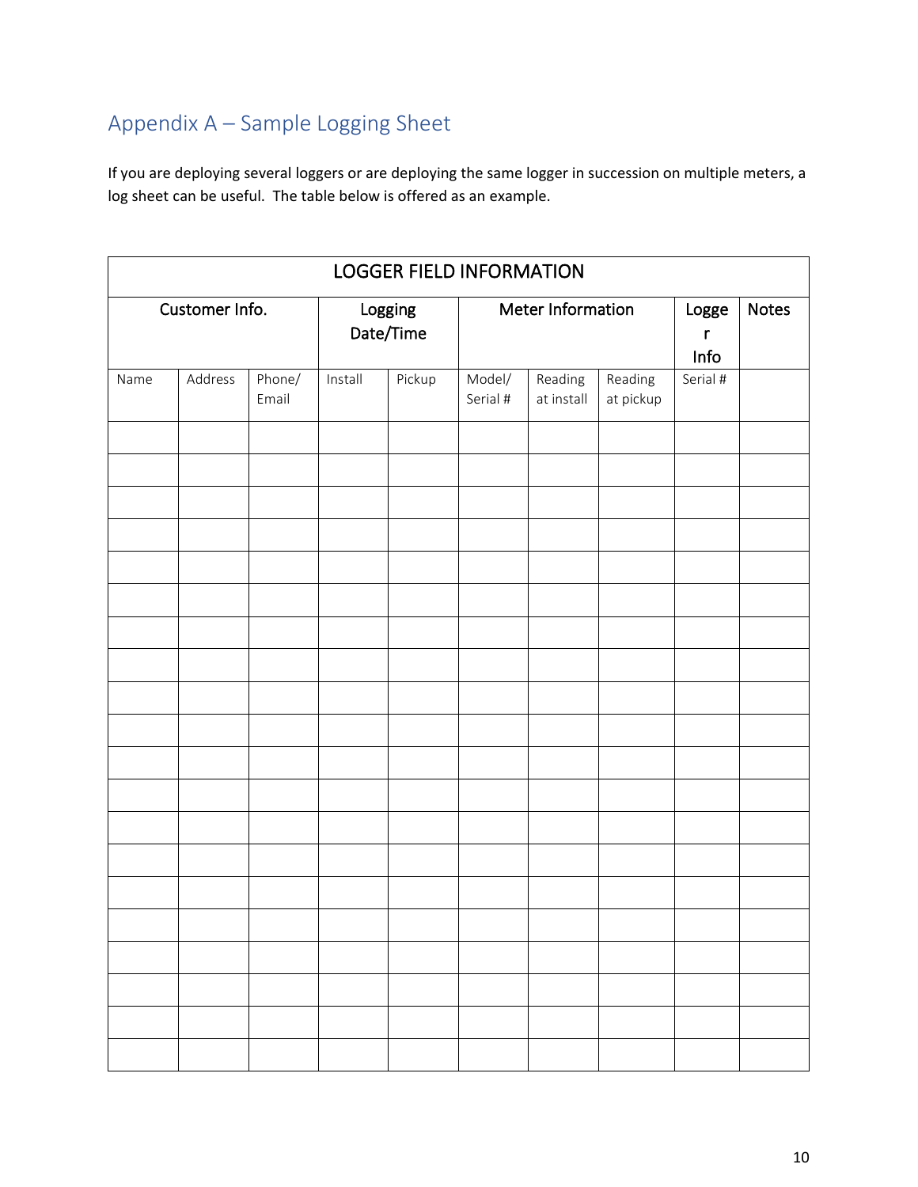## Appendix A – Sample Logging Sheet

If you are deploying several loggers or are deploying the same logger in succession on multiple meters, a log sheet can be useful. The table below is offered as an example.

| LOGGER FIELD INFORMATION | | | | | | | | | |
|---|---|---|---|---|---|---|---|---|---|
| Customer Info. | | | Logging Date/Time | | Meter Information | | | Logger Info | Notes |
| Name | Address | Phone/ Email | Install | Pickup | Model/ Serial # | Reading at install | Reading at pickup | Serial # | |
| | | | | | | | | | |
| | | | | | | | | | |
| | | | | | | | | | |
| | | | | | | | | | |
| | | | | | | | | | |
| | | | | | | | | | |
| | | | | | | | | | |
| | | | | | | | | | |
| | | | | | | | | | |
| | | | | | | | | | |
| | | | | | | | | | |
| | | | | | | | | | |
| | | | | | | | | | |
| | | | | | | | | | |
| | | | | | | | | | |
| | | | | | | | | | |
| | | | | | | | | | |
| | | | | | | | | | |
| | | | | | | | | | |
| | | | | | | | | | |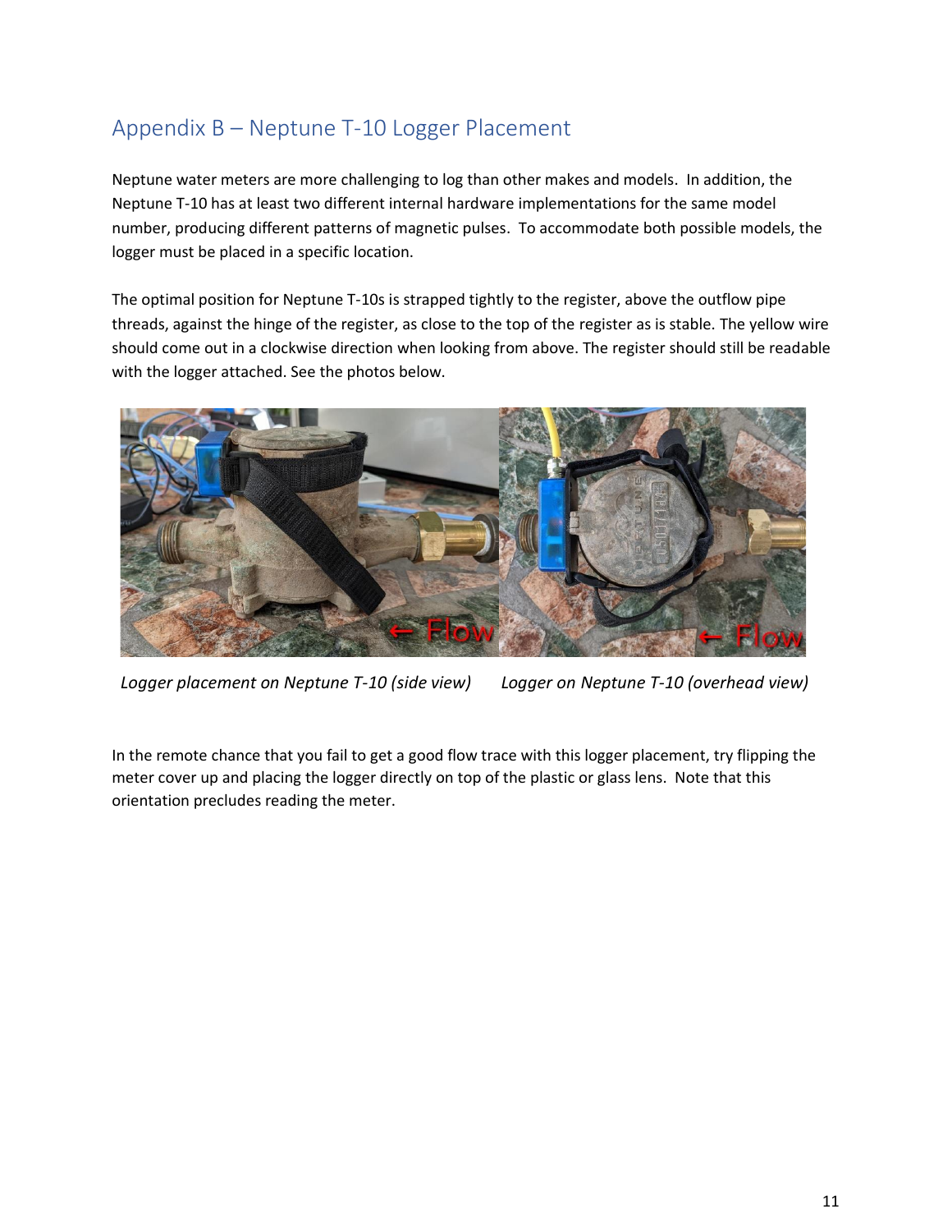## Appendix B – Neptune T-10 Logger Placement

Neptune water meters are more challenging to log than other makes and models. In addition, the Neptune T-10 has at least two different internal hardware implementations for the same model number, producing different patterns of magnetic pulses. To accommodate both possible models, the logger must be placed in a specific location.

The optimal position for Neptune T-10s is strapped tightly to the register, above the outflow pipe threads, against the hinge of the register, as close to the top of the register as is stable. The yellow wire should come out in a clockwise direction when looking from above. The register should still be readable with the logger attached. See the photos below.

*Logger placement on Neptune T-10 (side view)*     *Logger on Neptune T-10 (overhead view)*

In the remote chance that you fail to get a good flow trace with this logger placement, try flipping the meter cover up and placing the logger directly on top of the plastic or glass lens. Note that this orientation precludes reading the meter.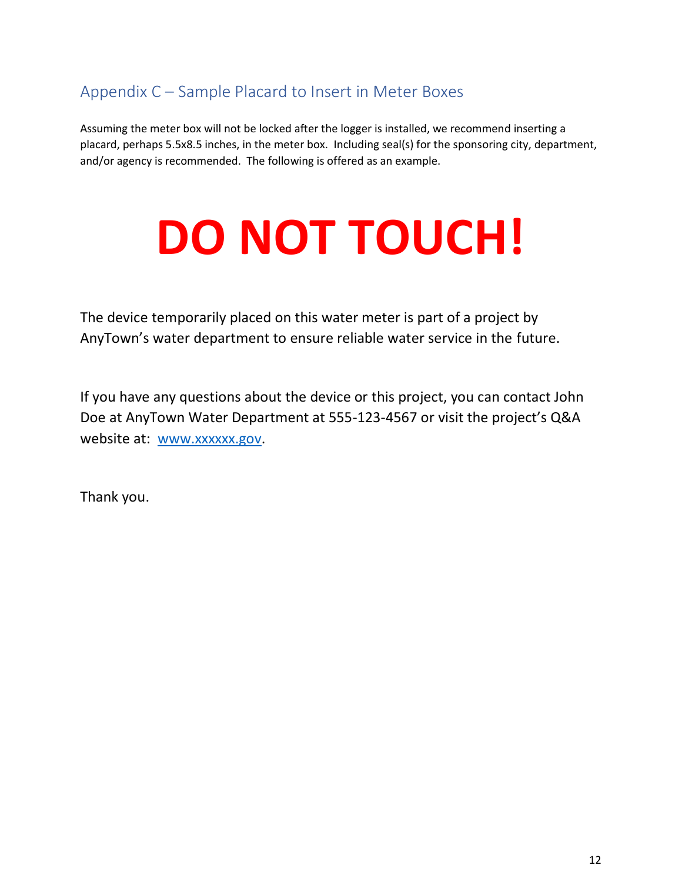## Appendix C – Sample Placard to Insert in Meter Boxes

Assuming the meter box will not be locked after the logger is installed, we recommend inserting a placard, perhaps 5.5x8.5 inches, in the meter box. Including seal(s) for the sponsoring city, department, and/or agency is recommended. The following is offered as an example.

# DO NOT TOUCH!

The device temporarily placed on this water meter is part of a project by AnyTown's water department to ensure reliable water service in the future.

If you have any questions about the device or this project, you can contact John Doe at AnyTown Water Department at 555-123-4567 or visit the project's Q&A website at: www.xxxxxx.gov.

Thank you.